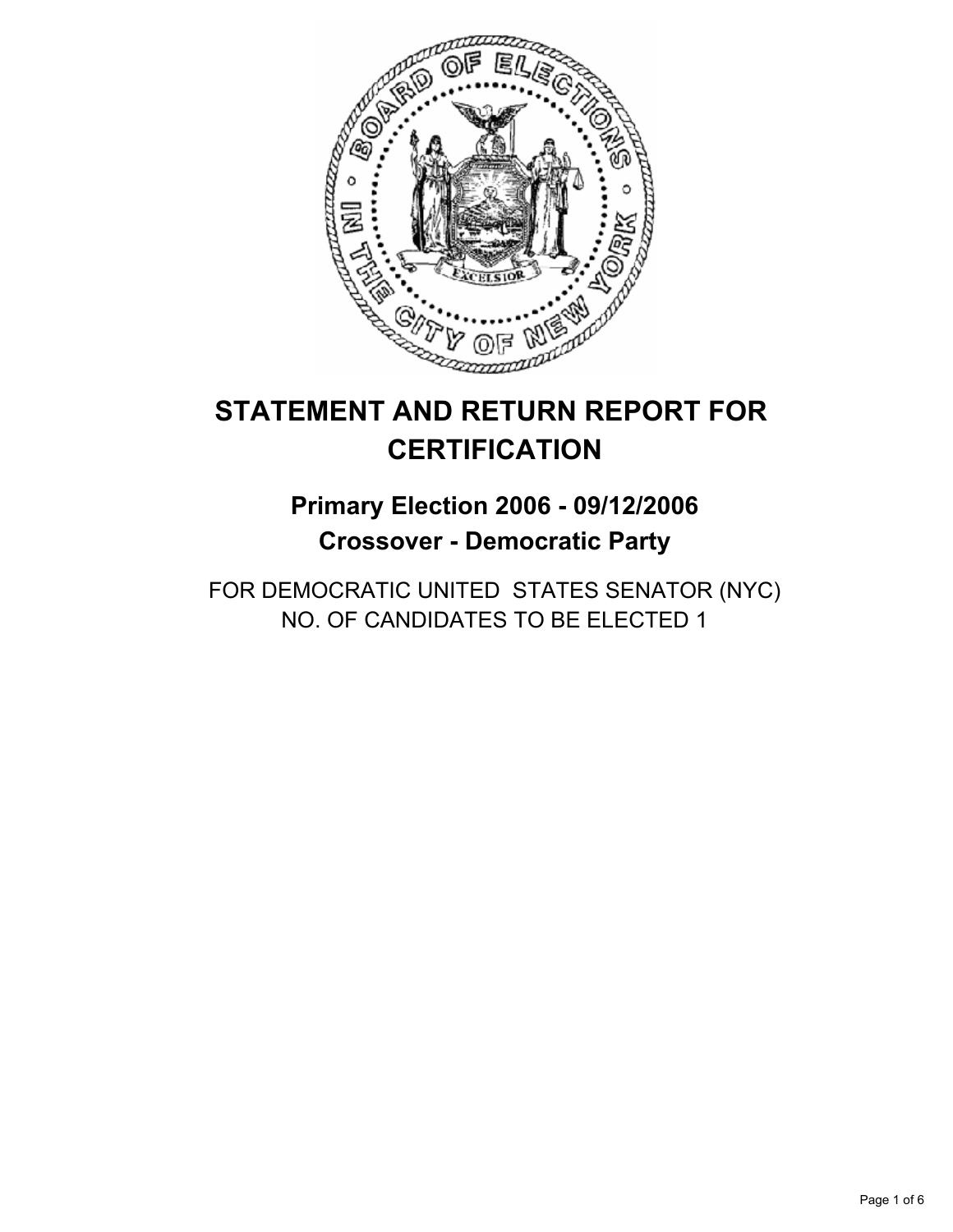# STATEMENT AND RETURN REPORT FOR CERTIFICATION

## Primary Election 2006 - 09/12/2006
## Crossover - Democratic Party

FOR DEMOCRATIC UNITED STATES SENATOR (NYC)
NO. OF CANDIDATES TO BE ELECTED 1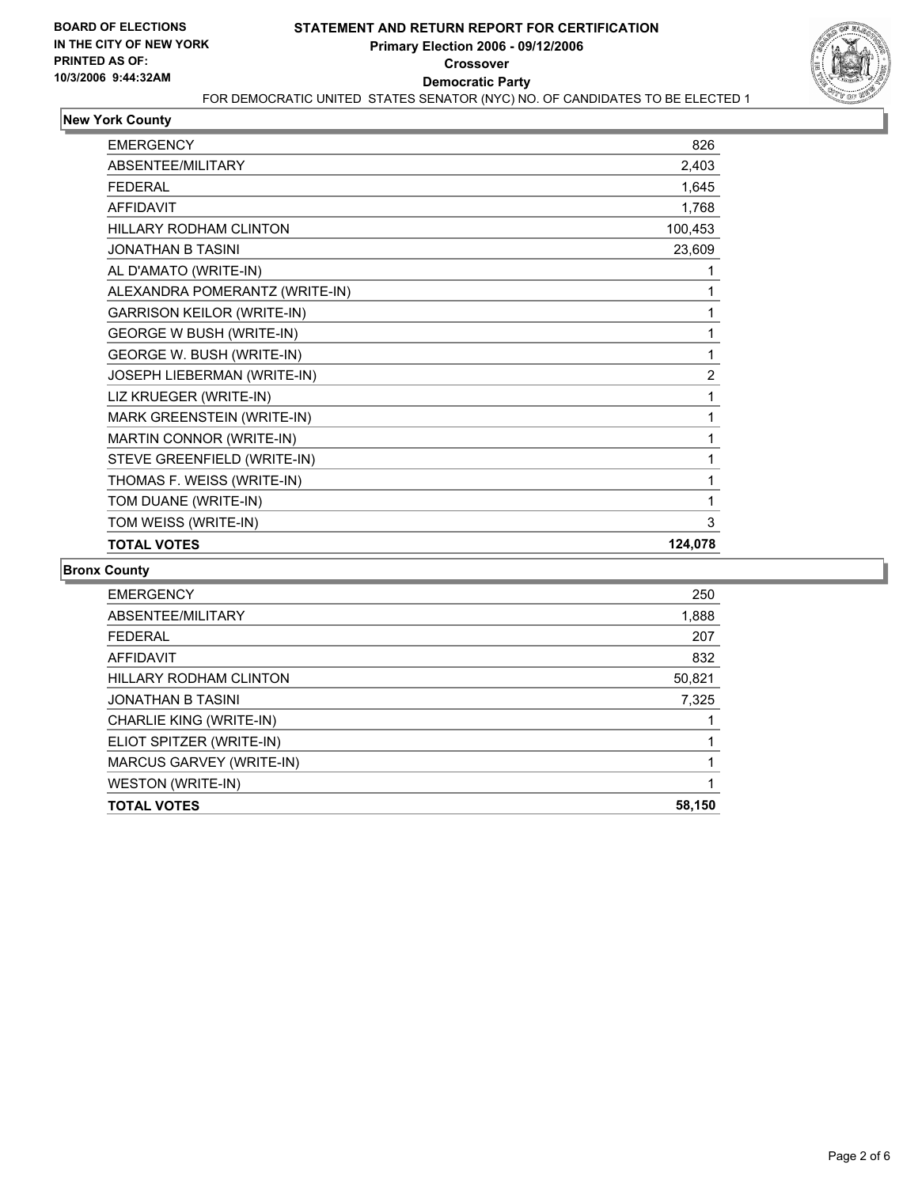**BOARD OF ELECTIONS**
**IN THE CITY OF NEW YORK**
**PRINTED AS OF:**
**10/3/2006 9:44:32AM**

# STATEMENT AND RETURN REPORT FOR CERTIFICATION
## Primary Election 2006 - 09/12/2006
## Crossover
## Democratic Party
FOR DEMOCRATIC UNITED STATES SENATOR (NYC) NO. OF CANDIDATES TO BE ELECTED 1

### New York County

| | |
|---|---|
| EMERGENCY | 826 |
| ABSENTEE/MILITARY | 2,403 |
| FEDERAL | 1,645 |
| AFFIDAVIT | 1,768 |
| HILLARY RODHAM CLINTON | 100,453 |
| JONATHAN B TASINI | 23,609 |
| AL D'AMATO (WRITE-IN) | 1 |
| ALEXANDRA POMERANTZ (WRITE-IN) | 1 |
| GARRISON KEILOR (WRITE-IN) | 1 |
| GEORGE W BUSH (WRITE-IN) | 1 |
| GEORGE W. BUSH (WRITE-IN) | 1 |
| JOSEPH LIEBERMAN (WRITE-IN) | 2 |
| LIZ KRUEGER (WRITE-IN) | 1 |
| MARK GREENSTEIN (WRITE-IN) | 1 |
| MARTIN CONNOR (WRITE-IN) | 1 |
| STEVE GREENFIELD (WRITE-IN) | 1 |
| THOMAS F. WEISS (WRITE-IN) | 1 |
| TOM DUANE (WRITE-IN) | 1 |
| TOM WEISS (WRITE-IN) | 3 |
| **TOTAL VOTES** | **124,078** |

### Bronx County

| | |
|---|---|
| EMERGENCY | 250 |
| ABSENTEE/MILITARY | 1,888 |
| FEDERAL | 207 |
| AFFIDAVIT | 832 |
| HILLARY RODHAM CLINTON | 50,821 |
| JONATHAN B TASINI | 7,325 |
| CHARLIE KING (WRITE-IN) | 1 |
| ELIOT SPITZER (WRITE-IN) | 1 |
| MARCUS GARVEY (WRITE-IN) | 1 |
| WESTON (WRITE-IN) | 1 |
| **TOTAL VOTES** | **58,150** |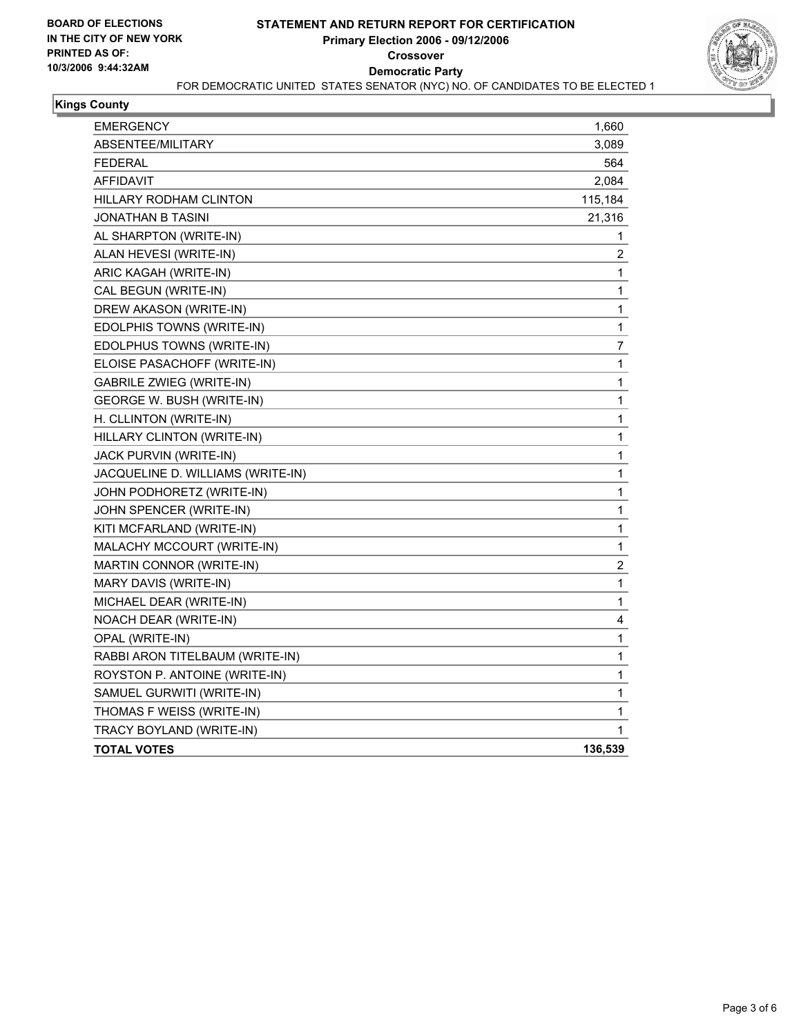**BOARD OF ELECTIONS IN THE CITY OF NEW YORK PRINTED AS OF: 10/3/2006 9:44:32AM**

# STATEMENT AND RETURN REPORT FOR CERTIFICATION
## Primary Election 2006 - 09/12/2006
## Crossover
## Democratic Party

FOR DEMOCRATIC UNITED STATES SENATOR (NYC) NO. OF CANDIDATES TO BE ELECTED 1

### Kings County

| | |
|---|---|
| EMERGENCY | 1,660 |
| ABSENTEE/MILITARY | 3,089 |
| FEDERAL | 564 |
| AFFIDAVIT | 2,084 |
| HILLARY RODHAM CLINTON | 115,184 |
| JONATHAN B TASINI | 21,316 |
| AL SHARPTON (WRITE-IN) | 1 |
| ALAN HEVESI (WRITE-IN) | 2 |
| ARIC KAGAH (WRITE-IN) | 1 |
| CAL BEGUN (WRITE-IN) | 1 |
| DREW AKASON (WRITE-IN) | 1 |
| EDOLPHIS TOWNS (WRITE-IN) | 1 |
| EDOLPHUS TOWNS (WRITE-IN) | 7 |
| ELOISE PASACHOFF (WRITE-IN) | 1 |
| GABRILE ZWIEG (WRITE-IN) | 1 |
| GEORGE W. BUSH (WRITE-IN) | 1 |
| H. CLLINTON (WRITE-IN) | 1 |
| HILLARY CLINTON (WRITE-IN) | 1 |
| JACK PURVIN (WRITE-IN) | 1 |
| JACQUELINE D. WILLIAMS (WRITE-IN) | 1 |
| JOHN PODHORETZ (WRITE-IN) | 1 |
| JOHN SPENCER (WRITE-IN) | 1 |
| KITI MCFARLAND (WRITE-IN) | 1 |
| MALACHY MCCOURT (WRITE-IN) | 1 |
| MARTIN CONNOR (WRITE-IN) | 2 |
| MARY DAVIS (WRITE-IN) | 1 |
| MICHAEL DEAR (WRITE-IN) | 1 |
| NOACH DEAR (WRITE-IN) | 4 |
| OPAL (WRITE-IN) | 1 |
| RABBI ARON TITELBAUM (WRITE-IN) | 1 |
| ROYSTON P. ANTOINE (WRITE-IN) | 1 |
| SAMUEL GURWITI (WRITE-IN) | 1 |
| THOMAS F WEISS (WRITE-IN) | 1 |
| TRACY BOYLAND (WRITE-IN) | 1 |
| **TOTAL VOTES** | **136,539** |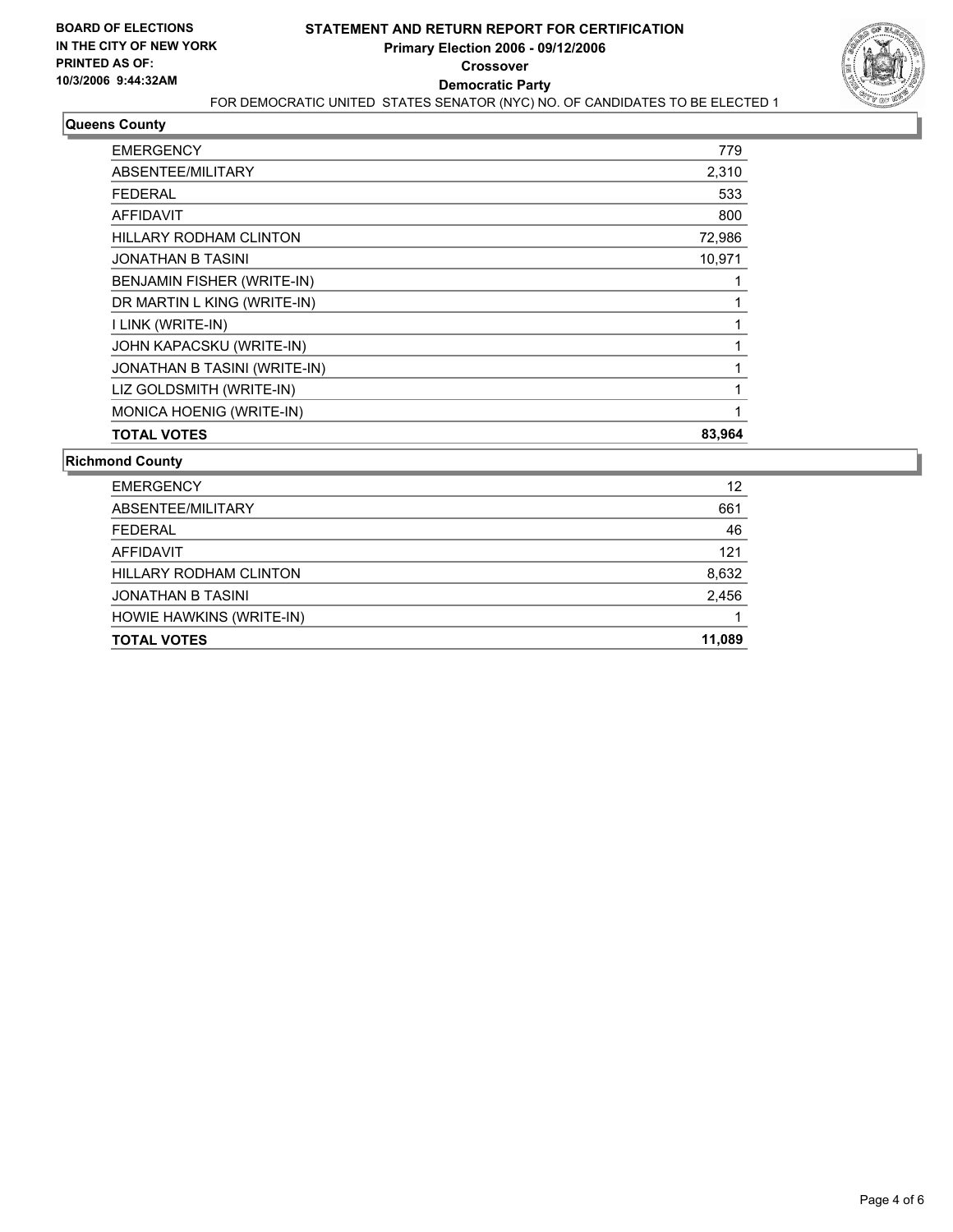**BOARD OF ELECTIONS IN THE CITY OF NEW YORK PRINTED AS OF: 10/3/2006 9:44:32AM**

# STATEMENT AND RETURN REPORT FOR CERTIFICATION
## Primary Election 2006 - 09/12/2006
## Crossover
## Democratic Party

FOR DEMOCRATIC UNITED STATES SENATOR (NYC) NO. OF CANDIDATES TO BE ELECTED 1

### Queens County

| | |
|---|---|
| EMERGENCY | 779 |
| ABSENTEE/MILITARY | 2,310 |
| FEDERAL | 533 |
| AFFIDAVIT | 800 |
| HILLARY RODHAM CLINTON | 72,986 |
| JONATHAN B TASINI | 10,971 |
| BENJAMIN FISHER (WRITE-IN) | 1 |
| DR MARTIN L KING (WRITE-IN) | 1 |
| I LINK (WRITE-IN) | 1 |
| JOHN KAPACSKU (WRITE-IN) | 1 |
| JONATHAN B TASINI (WRITE-IN) | 1 |
| LIZ GOLDSMITH (WRITE-IN) | 1 |
| MONICA HOENIG (WRITE-IN) | 1 |
| **TOTAL VOTES** | **83,964** |

### Richmond County

| | |
|---|---|
| EMERGENCY | 12 |
| ABSENTEE/MILITARY | 661 |
| FEDERAL | 46 |
| AFFIDAVIT | 121 |
| HILLARY RODHAM CLINTON | 8,632 |
| JONATHAN B TASINI | 2,456 |
| HOWIE HAWKINS (WRITE-IN) | 1 |
| **TOTAL VOTES** | **11,089** |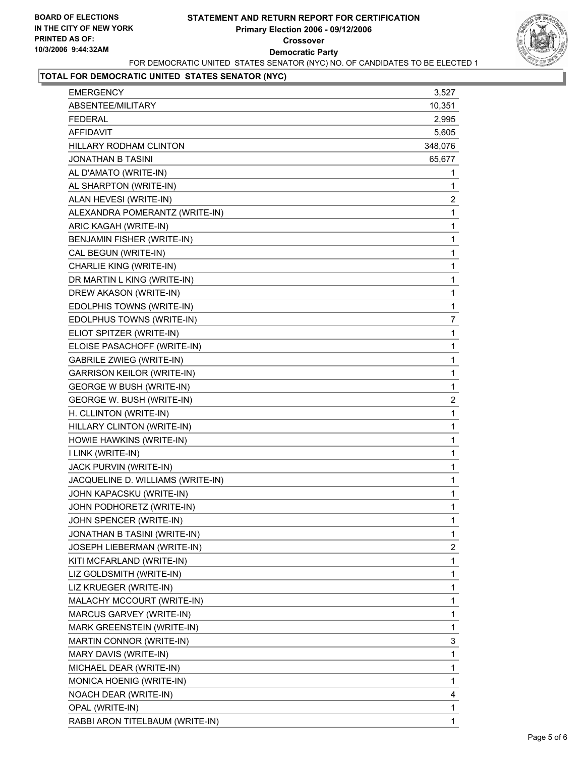BOARD OF ELECTIONS IN THE CITY OF NEW YORK
PRINTED AS OF: 10/3/2006 9:44:32AM

# STATEMENT AND RETURN REPORT FOR CERTIFICATION

**Primary Election 2006 - 09/12/2006**

**Crossover**

**Democratic Party**

FOR DEMOCRATIC UNITED STATES SENATOR (NYC) NO. OF CANDIDATES TO BE ELECTED 1

## TOTAL FOR DEMOCRATIC UNITED STATES SENATOR (NYC)

| | |
|---|---|
| EMERGENCY | 3,527 |
| ABSENTEE/MILITARY | 10,351 |
| FEDERAL | 2,995 |
| AFFIDAVIT | 5,605 |
| HILLARY RODHAM CLINTON | 348,076 |
| JONATHAN B TASINI | 65,677 |
| AL D'AMATO (WRITE-IN) | 1 |
| AL SHARPTON (WRITE-IN) | 1 |
| ALAN HEVESI (WRITE-IN) | 2 |
| ALEXANDRA POMERANTZ (WRITE-IN) | 1 |
| ARIC KAGAH (WRITE-IN) | 1 |
| BENJAMIN FISHER (WRITE-IN) | 1 |
| CAL BEGUN (WRITE-IN) | 1 |
| CHARLIE KING (WRITE-IN) | 1 |
| DR MARTIN L KING (WRITE-IN) | 1 |
| DREW AKASON (WRITE-IN) | 1 |
| EDOLPHIS TOWNS (WRITE-IN) | 1 |
| EDOLPHUS TOWNS (WRITE-IN) | 7 |
| ELIOT SPITZER (WRITE-IN) | 1 |
| ELOISE PASACHOFF (WRITE-IN) | 1 |
| GABRILE ZWIEG (WRITE-IN) | 1 |
| GARRISON KEILOR (WRITE-IN) | 1 |
| GEORGE W BUSH (WRITE-IN) | 1 |
| GEORGE W. BUSH (WRITE-IN) | 2 |
| H. CLLINTON (WRITE-IN) | 1 |
| HILLARY CLINTON (WRITE-IN) | 1 |
| HOWIE HAWKINS (WRITE-IN) | 1 |
| I LINK (WRITE-IN) | 1 |
| JACK PURVIN (WRITE-IN) | 1 |
| JACQUELINE D. WILLIAMS (WRITE-IN) | 1 |
| JOHN KAPACSKU (WRITE-IN) | 1 |
| JOHN PODHORETZ (WRITE-IN) | 1 |
| JOHN SPENCER (WRITE-IN) | 1 |
| JONATHAN B TASINI (WRITE-IN) | 1 |
| JOSEPH LIEBERMAN (WRITE-IN) | 2 |
| KITI MCFARLAND (WRITE-IN) | 1 |
| LIZ GOLDSMITH (WRITE-IN) | 1 |
| LIZ KRUEGER (WRITE-IN) | 1 |
| MALACHY MCCOURT (WRITE-IN) | 1 |
| MARCUS GARVEY (WRITE-IN) | 1 |
| MARK GREENSTEIN (WRITE-IN) | 1 |
| MARTIN CONNOR (WRITE-IN) | 3 |
| MARY DAVIS (WRITE-IN) | 1 |
| MICHAEL DEAR (WRITE-IN) | 1 |
| MONICA HOENIG (WRITE-IN) | 1 |
| NOACH DEAR (WRITE-IN) | 4 |
| OPAL (WRITE-IN) | 1 |
| RABBI ARON TITELBAUM (WRITE-IN) | 1 |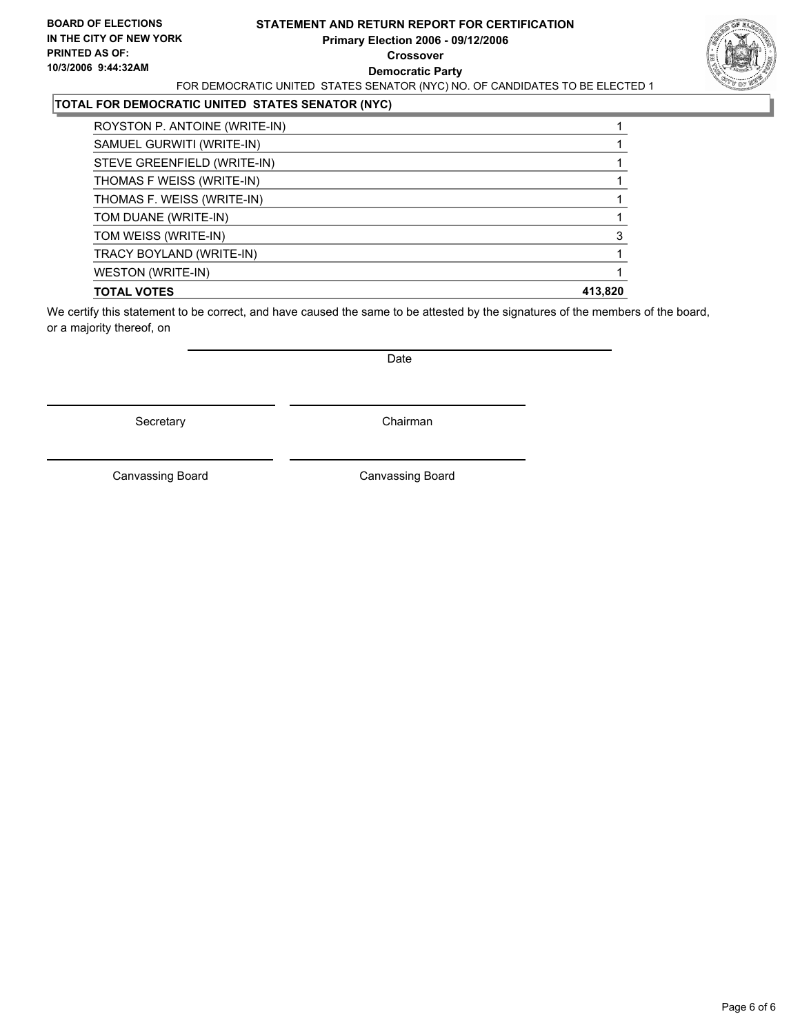**BOARD OF ELECTIONS IN THE CITY OF NEW YORK PRINTED AS OF: 10/3/2006 9:44:32AM**

# STATEMENT AND RETURN REPORT FOR CERTIFICATION
## Primary Election 2006 - 09/12/2006
## Crossover
## Democratic Party

FOR DEMOCRATIC UNITED STATES SENATOR (NYC) NO. OF CANDIDATES TO BE ELECTED 1

### TOTAL FOR DEMOCRATIC UNITED STATES SENATOR (NYC)

| | |
|---|---|
| ROYSTON P. ANTOINE (WRITE-IN) | 1 |
| SAMUEL GURWITI (WRITE-IN) | 1 |
| STEVE GREENFIELD (WRITE-IN) | 1 |
| THOMAS F WEISS (WRITE-IN) | 1 |
| THOMAS F. WEISS (WRITE-IN) | 1 |
| TOM DUANE (WRITE-IN) | 1 |
| TOM WEISS (WRITE-IN) | 3 |
| TRACY BOYLAND (WRITE-IN) | 1 |
| WESTON (WRITE-IN) | 1 |
| **TOTAL VOTES** | **413,820** |

We certify this statement to be correct, and have caused the same to be attested by the signatures of the members of the board, or a majority thereof, on

Date

Secretary

Chairman

Canvassing Board

Canvassing Board